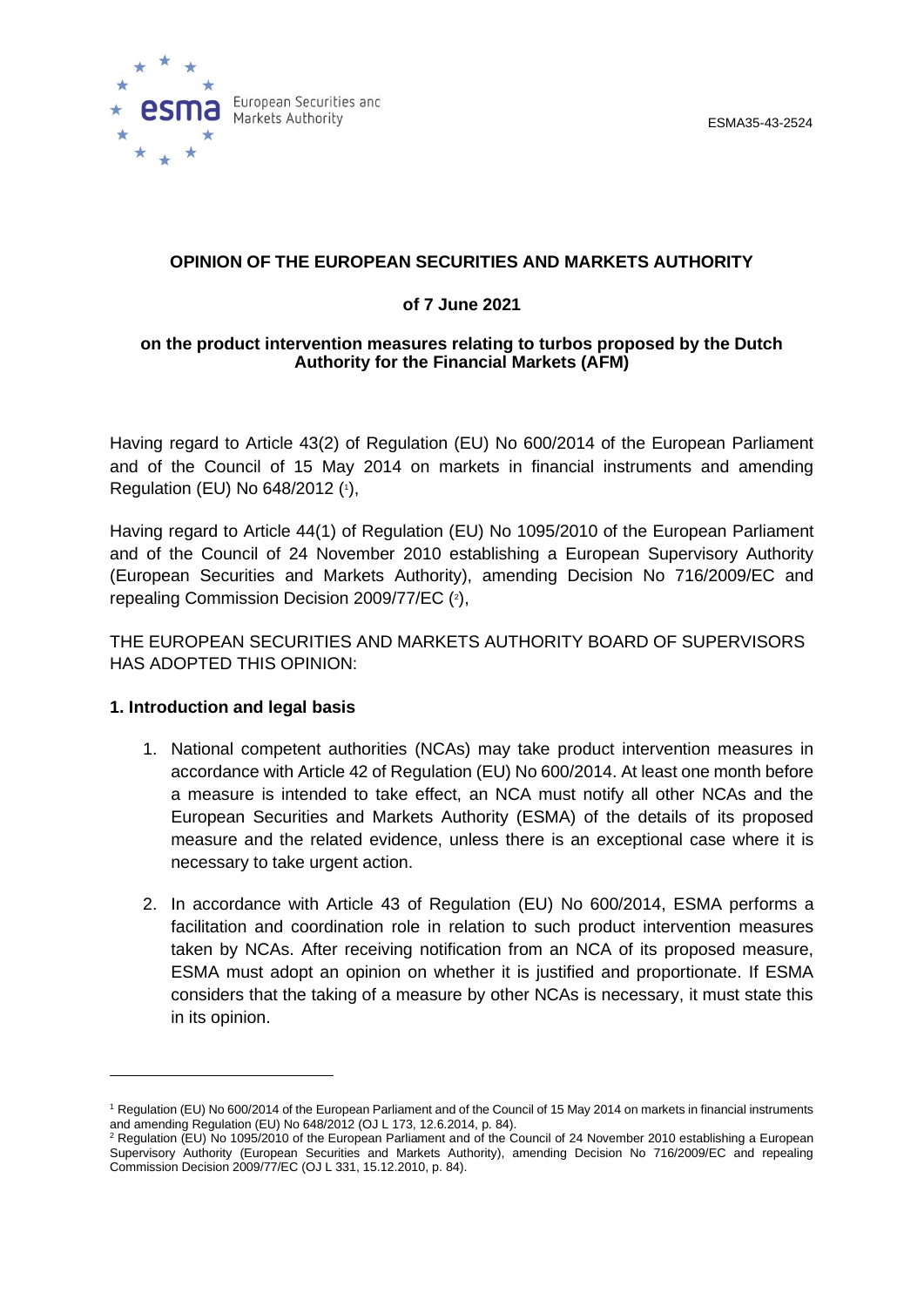ESMA35-43-2524

**OPINION OF THE EUROPEAN SECURITIES AND MARKETS AUTHORITY**

**of 7 June 2021**

**on the product intervention measures relating to turbos proposed by the Dutch Authority for the Financial Markets (AFM)**

Having regard to Article 43(2) of Regulation (EU) No 600/2014 of the European Parliament and of the Council of 15 May 2014 on markets in financial instruments and amending Regulation (EU) No 648/2012 ([1]),

Having regard to Article 44(1) of Regulation (EU) No 1095/2010 of the European Parliament and of the Council of 24 November 2010 establishing a European Supervisory Authority (European Securities and Markets Authority), amending Decision No 716/2009/EC and repealing Commission Decision 2009/77/EC ([2]),

THE EUROPEAN SECURITIES AND MARKETS AUTHORITY BOARD OF SUPERVISORS HAS ADOPTED THIS OPINION:

## 1. Introduction and legal basis

1. National competent authorities (NCAs) may take product intervention measures in accordance with Article 42 of Regulation (EU) No 600/2014. At least one month before a measure is intended to take effect, an NCA must notify all other NCAs and the European Securities and Markets Authority (ESMA) of the details of its proposed measure and the related evidence, unless there is an exceptional case where it is necessary to take urgent action.

2. In accordance with Article 43 of Regulation (EU) No 600/2014, ESMA performs a facilitation and coordination role in relation to such product intervention measures taken by NCAs. After receiving notification from an NCA of its proposed measure, ESMA must adopt an opinion on whether it is justified and proportionate. If ESMA considers that the taking of a measure by other NCAs is necessary, it must state this in its opinion.

---

[1] Regulation (EU) No 600/2014 of the European Parliament and of the Council of 15 May 2014 on markets in financial instruments and amending Regulation (EU) No 648/2012 (OJ L 173, 12.6.2014, p. 84).

[2] Regulation (EU) No 1095/2010 of the European Parliament and of the Council of 24 November 2010 establishing a European Supervisory Authority (European Securities and Markets Authority), amending Decision No 716/2009/EC and repealing Commission Decision 2009/77/EC (OJ L 331, 15.12.2010, p. 84).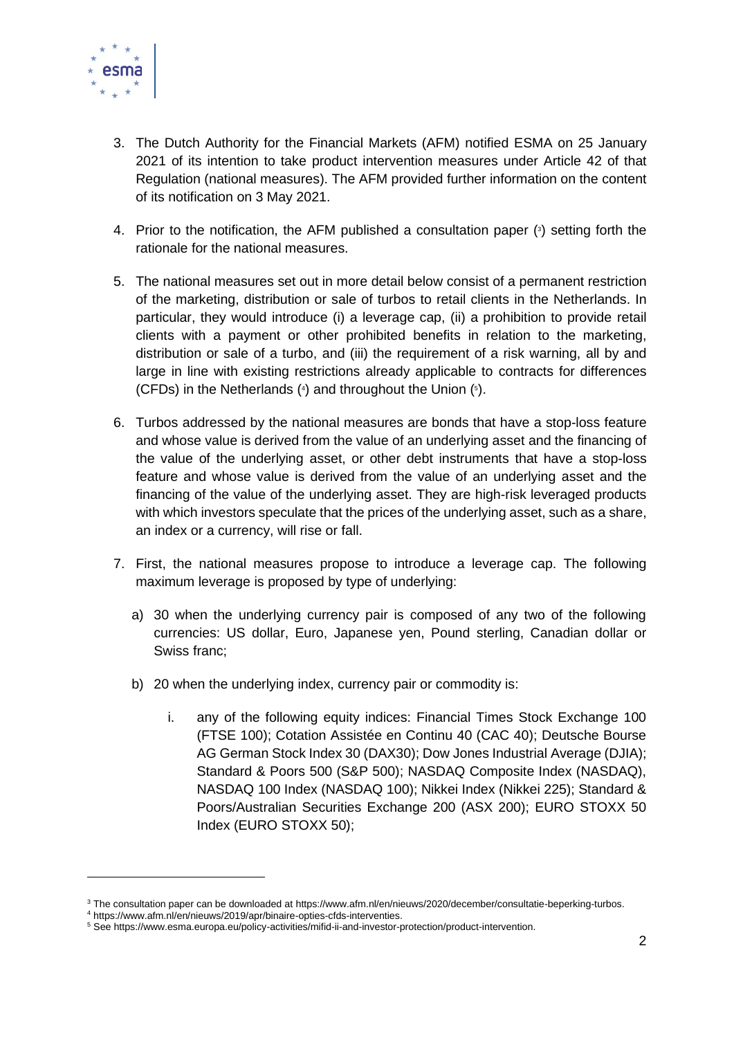3. The Dutch Authority for the Financial Markets (AFM) notified ESMA on 25 January 2021 of its intention to take product intervention measures under Article 42 of that Regulation (national measures). The AFM provided further information on the content of its notification on 3 May 2021.

4. Prior to the notification, the AFM published a consultation paper ([3]) setting forth the rationale for the national measures.

5. The national measures set out in more detail below consist of a permanent restriction of the marketing, distribution or sale of turbos to retail clients in the Netherlands. In particular, they would introduce (i) a leverage cap, (ii) a prohibition to provide retail clients with a payment or other prohibited benefits in relation to the marketing, distribution or sale of a turbo, and (iii) the requirement of a risk warning, all by and large in line with existing restrictions already applicable to contracts for differences (CFDs) in the Netherlands ([4]) and throughout the Union ([5]).

6. Turbos addressed by the national measures are bonds that have a stop-loss feature and whose value is derived from the value of an underlying asset and the financing of the value of the underlying asset, or other debt instruments that have a stop-loss feature and whose value is derived from the value of an underlying asset and the financing of the value of the underlying asset. They are high-risk leveraged products with which investors speculate that the prices of the underlying asset, such as a share, an index or a currency, will rise or fall.

7. First, the national measures propose to introduce a leverage cap. The following maximum leverage is proposed by type of underlying:

   a) 30 when the underlying currency pair is composed of any two of the following currencies: US dollar, Euro, Japanese yen, Pound sterling, Canadian dollar or Swiss franc;

   b) 20 when the underlying index, currency pair or commodity is:

      i. any of the following equity indices: Financial Times Stock Exchange 100 (FTSE 100); Cotation Assistée en Continu 40 (CAC 40); Deutsche Bourse AG German Stock Index 30 (DAX30); Dow Jones Industrial Average (DJIA); Standard & Poors 500 (S&P 500); NASDAQ Composite Index (NASDAQ), NASDAQ 100 Index (NASDAQ 100); Nikkei Index (Nikkei 225); Standard & Poors/Australian Securities Exchange 200 (ASX 200); EURO STOXX 50 Index (EURO STOXX 50);

---

[3] The consultation paper can be downloaded at https://www.afm.nl/en/nieuws/2020/december/consultatie-beperking-turbos.

[4] https://www.afm.nl/en/nieuws/2019/apr/binaire-opties-cfds-interventies.

[5] See https://www.esma.europa.eu/policy-activities/mifid-ii-and-investor-protection/product-intervention.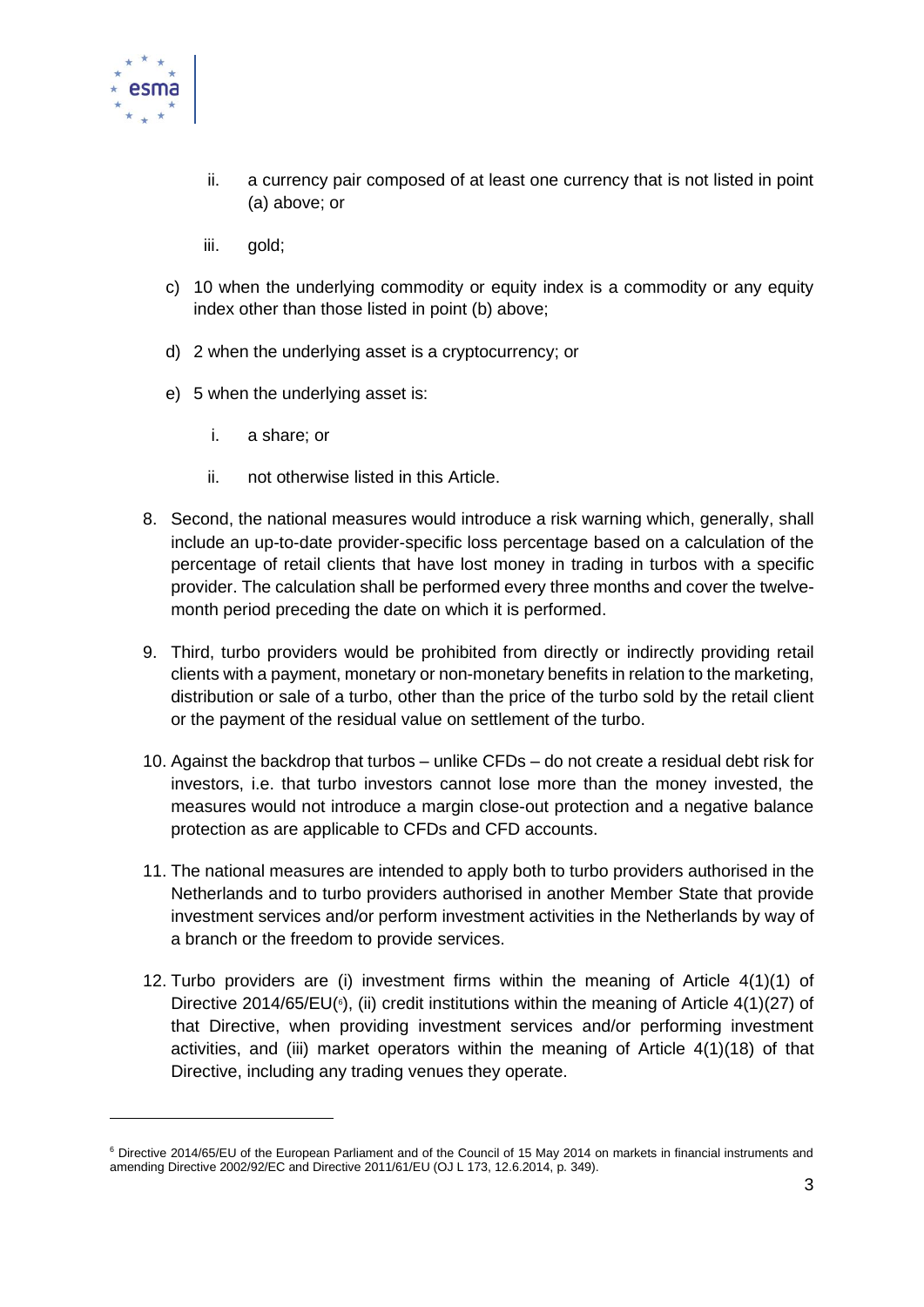- ii. a currency pair composed of at least one currency that is not listed in point (a) above; or
   - iii. gold;

c) 10 when the underlying commodity or equity index is a commodity or any equity index other than those listed in point (b) above;

d) 2 when the underlying asset is a cryptocurrency; or

e) 5 when the underlying asset is:

   - i. a share; or
   - ii. not otherwise listed in this Article.

8. Second, the national measures would introduce a risk warning which, generally, shall include an up-to-date provider-specific loss percentage based on a calculation of the percentage of retail clients that have lost money in trading in turbos with a specific provider. The calculation shall be performed every three months and cover the twelve-month period preceding the date on which it is performed.

9. Third, turbo providers would be prohibited from directly or indirectly providing retail clients with a payment, monetary or non-monetary benefits in relation to the marketing, distribution or sale of a turbo, other than the price of the turbo sold by the retail client or the payment of the residual value on settlement of the turbo.

10. Against the backdrop that turbos – unlike CFDs – do not create a residual debt risk for investors, i.e. that turbo investors cannot lose more than the money invested, the measures would not introduce a margin close-out protection and a negative balance protection as are applicable to CFDs and CFD accounts.

11. The national measures are intended to apply both to turbo providers authorised in the Netherlands and to turbo providers authorised in another Member State that provide investment services and/or perform investment activities in the Netherlands by way of a branch or the freedom to provide services.

12. Turbo providers are (i) investment firms within the meaning of Article 4(1)(1) of Directive 2014/65/EU[6], (ii) credit institutions within the meaning of Article 4(1)(27) of that Directive, when providing investment services and/or performing investment activities, and (iii) market operators within the meaning of Article 4(1)(18) of that Directive, including any trading venues they operate.

---

[6] Directive 2014/65/EU of the European Parliament and of the Council of 15 May 2014 on markets in financial instruments and amending Directive 2002/92/EC and Directive 2011/61/EU (OJ L 173, 12.6.2014, p. 349).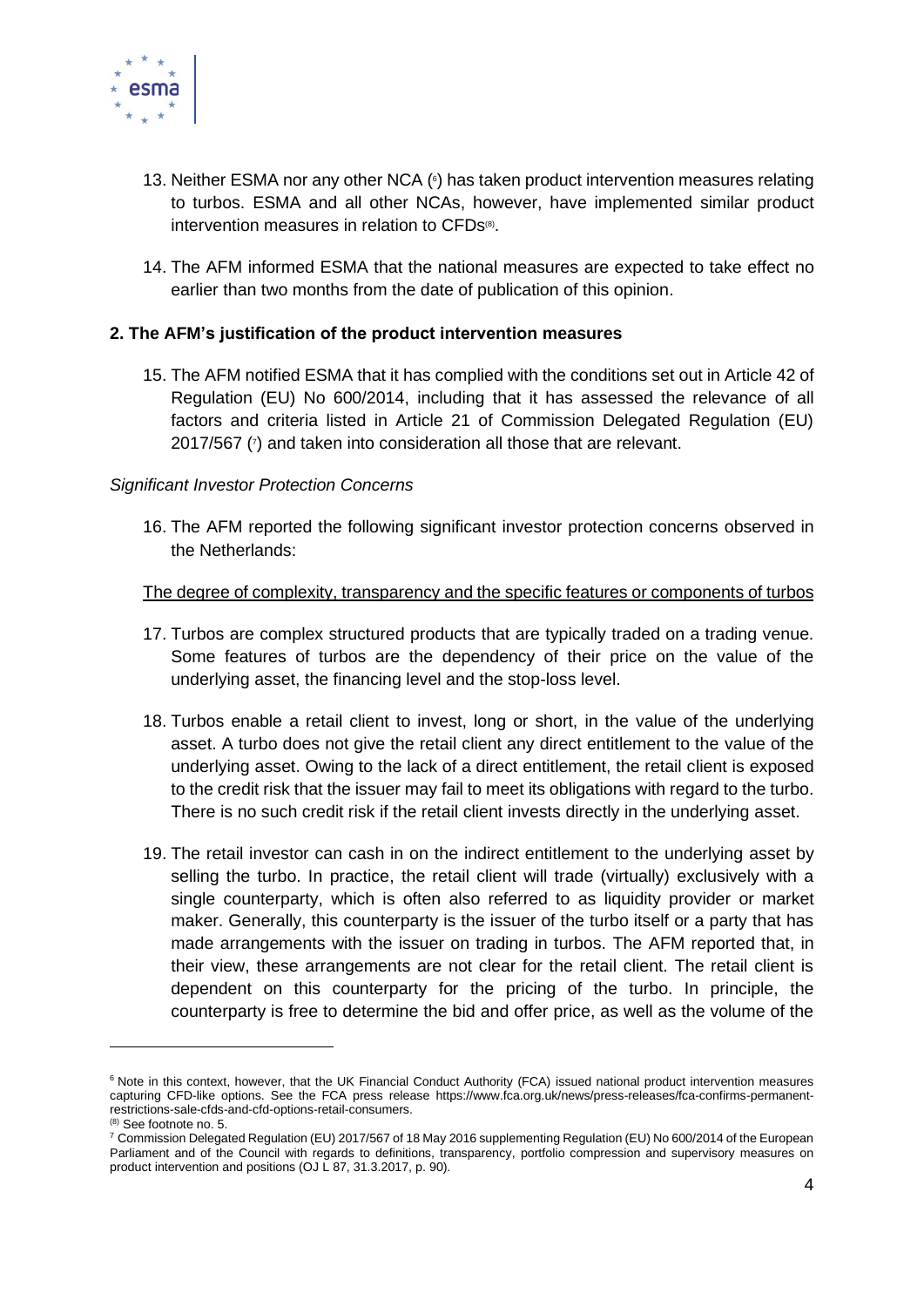13. Neither ESMA nor any other NCA [6] has taken product intervention measures relating to turbos. ESMA and all other NCAs, however, have implemented similar product intervention measures in relation to CFDs[8].

14. The AFM informed ESMA that the national measures are expected to take effect no earlier than two months from the date of publication of this opinion.

## 2. The AFM's justification of the product intervention measures

15. The AFM notified ESMA that it has complied with the conditions set out in Article 42 of Regulation (EU) No 600/2014, including that it has assessed the relevance of all factors and criteria listed in Article 21 of Commission Delegated Regulation (EU) 2017/567 [7] and taken into consideration all those that are relevant.

*Significant Investor Protection Concerns*

16. The AFM reported the following significant investor protection concerns observed in the Netherlands:

<u>The degree of complexity, transparency and the specific features or components of turbos</u>

17. Turbos are complex structured products that are typically traded on a trading venue. Some features of turbos are the dependency of their price on the value of the underlying asset, the financing level and the stop-loss level.

18. Turbos enable a retail client to invest, long or short, in the value of the underlying asset. A turbo does not give the retail client any direct entitlement to the value of the underlying asset. Owing to the lack of a direct entitlement, the retail client is exposed to the credit risk that the issuer may fail to meet its obligations with regard to the turbo. There is no such credit risk if the retail client invests directly in the underlying asset.

19. The retail investor can cash in on the indirect entitlement to the underlying asset by selling the turbo. In practice, the retail client will trade (virtually) exclusively with a single counterparty, which is often also referred to as liquidity provider or market maker. Generally, this counterparty is the issuer of the turbo itself or a party that has made arrangements with the issuer on trading in turbos. The AFM reported that, in their view, these arrangements are not clear for the retail client. The retail client is dependent on this counterparty for the pricing of the turbo. In principle, the counterparty is free to determine the bid and offer price, as well as the volume of the

---

[6] Note in this context, however, that the UK Financial Conduct Authority (FCA) issued national product intervention measures capturing CFD-like options. See the FCA press release https://www.fca.org.uk/news/press-releases/fca-confirms-permanent-restrictions-sale-cfds-and-cfd-options-retail-consumers.

[8] See footnote no. 5.

[7] Commission Delegated Regulation (EU) 2017/567 of 18 May 2016 supplementing Regulation (EU) No 600/2014 of the European Parliament and of the Council with regards to definitions, transparency, portfolio compression and supervisory measures on product intervention and positions (OJ L 87, 31.3.2017, p. 90).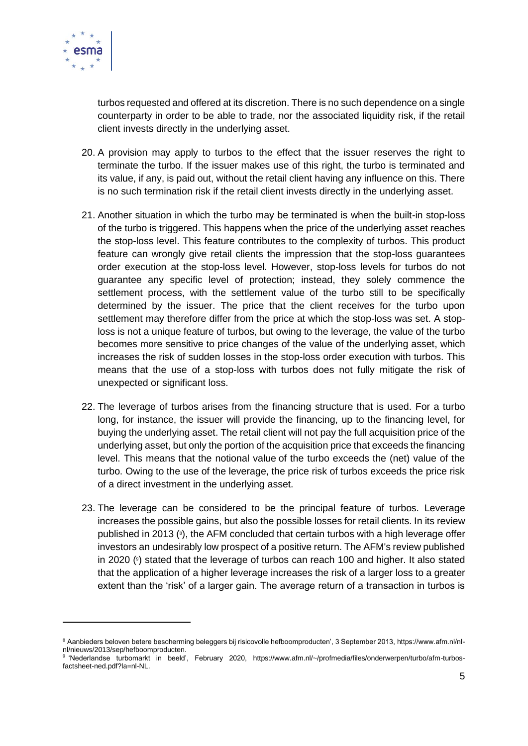turbos requested and offered at its discretion. There is no such dependence on a single counterparty in order to be able to trade, nor the associated liquidity risk, if the retail client invests directly in the underlying asset.

20. A provision may apply to turbos to the effect that the issuer reserves the right to terminate the turbo. If the issuer makes use of this right, the turbo is terminated and its value, if any, is paid out, without the retail client having any influence on this. There is no such termination risk if the retail client invests directly in the underlying asset.

21. Another situation in which the turbo may be terminated is when the built-in stop-loss of the turbo is triggered. This happens when the price of the underlying asset reaches the stop-loss level. This feature contributes to the complexity of turbos. This product feature can wrongly give retail clients the impression that the stop-loss guarantees order execution at the stop-loss level. However, stop-loss levels for turbos do not guarantee any specific level of protection; instead, they solely commence the settlement process, with the settlement value of the turbo still to be specifically determined by the issuer. The price that the client receives for the turbo upon settlement may therefore differ from the price at which the stop-loss was set. A stop-loss is not a unique feature of turbos, but owing to the leverage, the value of the turbo becomes more sensitive to price changes of the value of the underlying asset, which increases the risk of sudden losses in the stop-loss order execution with turbos. This means that the use of a stop-loss with turbos does not fully mitigate the risk of unexpected or significant loss.

22. The leverage of turbos arises from the financing structure that is used. For a turbo long, for instance, the issuer will provide the financing, up to the financing level, for buying the underlying asset. The retail client will not pay the full acquisition price of the underlying asset, but only the portion of the acquisition price that exceeds the financing level. This means that the notional value of the turbo exceeds the (net) value of the turbo. Owing to the use of the leverage, the price risk of turbos exceeds the price risk of a direct investment in the underlying asset.

23. The leverage can be considered to be the principal feature of turbos. Leverage increases the possible gains, but also the possible losses for retail clients. In its review published in 2013 ([8]), the AFM concluded that certain turbos with a high leverage offer investors an undesirably low prospect of a positive return. The AFM's review published in 2020 ([9]) stated that the leverage of turbos can reach 100 and higher. It also stated that the application of a higher leverage increases the risk of a larger loss to a greater extent than the 'risk' of a larger gain. The average return of a transaction in turbos is

---

[8] Aanbieders beloven betere bescherming beleggers bij risicovolle hefboomproducten', 3 September 2013, https://www.afm.nl/nl-nl/nieuws/2013/sep/hefboomproducten.

[9] 'Nederlandse turbomarkt in beeld', February 2020, https://www.afm.nl/~/profmedia/files/onderwerpen/turbo/afm-turbos-factsheet-ned.pdf?la=nl-NL.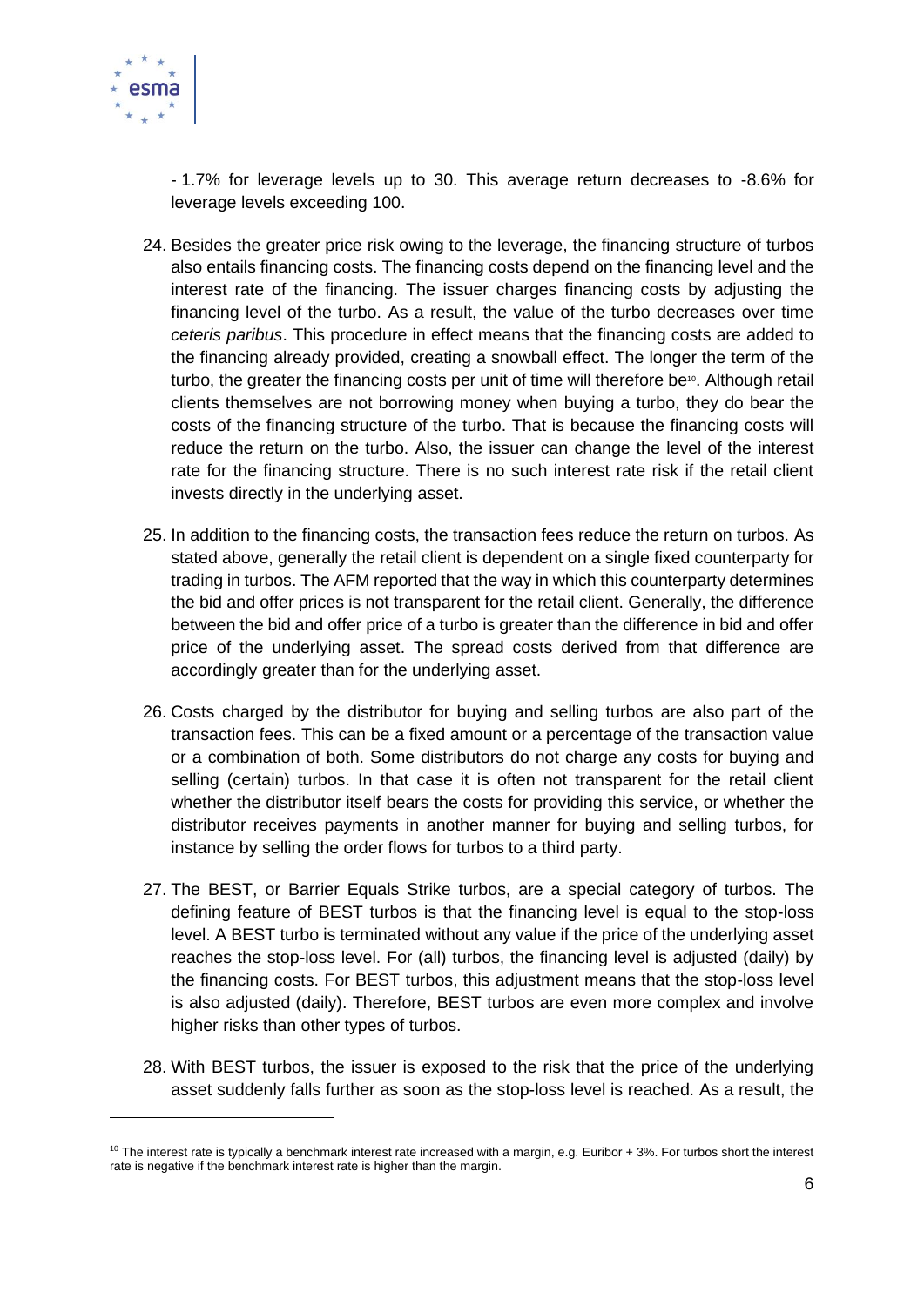- 1.7% for leverage levels up to 30. This average return decreases to -8.6% for leverage levels exceeding 100.

24. Besides the greater price risk owing to the leverage, the financing structure of turbos also entails financing costs. The financing costs depend on the financing level and the interest rate of the financing. The issuer charges financing costs by adjusting the financing level of the turbo. As a result, the value of the turbo decreases over time *ceteris paribus*. This procedure in effect means that the financing costs are added to the financing already provided, creating a snowball effect. The longer the term of the turbo, the greater the financing costs per unit of time will therefore be[10]. Although retail clients themselves are not borrowing money when buying a turbo, they do bear the costs of the financing structure of the turbo. That is because the financing costs will reduce the return on the turbo. Also, the issuer can change the level of the interest rate for the financing structure. There is no such interest rate risk if the retail client invests directly in the underlying asset.

25. In addition to the financing costs, the transaction fees reduce the return on turbos. As stated above, generally the retail client is dependent on a single fixed counterparty for trading in turbos. The AFM reported that the way in which this counterparty determines the bid and offer prices is not transparent for the retail client. Generally, the difference between the bid and offer price of a turbo is greater than the difference in bid and offer price of the underlying asset. The spread costs derived from that difference are accordingly greater than for the underlying asset.

26. Costs charged by the distributor for buying and selling turbos are also part of the transaction fees. This can be a fixed amount or a percentage of the transaction value or a combination of both. Some distributors do not charge any costs for buying and selling (certain) turbos. In that case it is often not transparent for the retail client whether the distributor itself bears the costs for providing this service, or whether the distributor receives payments in another manner for buying and selling turbos, for instance by selling the order flows for turbos to a third party.

27. The BEST, or Barrier Equals Strike turbos, are a special category of turbos. The defining feature of BEST turbos is that the financing level is equal to the stop-loss level. A BEST turbo is terminated without any value if the price of the underlying asset reaches the stop-loss level. For (all) turbos, the financing level is adjusted (daily) by the financing costs. For BEST turbos, this adjustment means that the stop-loss level is also adjusted (daily). Therefore, BEST turbos are even more complex and involve higher risks than other types of turbos.

28. With BEST turbos, the issuer is exposed to the risk that the price of the underlying asset suddenly falls further as soon as the stop-loss level is reached. As a result, the

---

[10] The interest rate is typically a benchmark interest rate increased with a margin, e.g. Euribor + 3%. For turbos short the interest rate is negative if the benchmark interest rate is higher than the margin.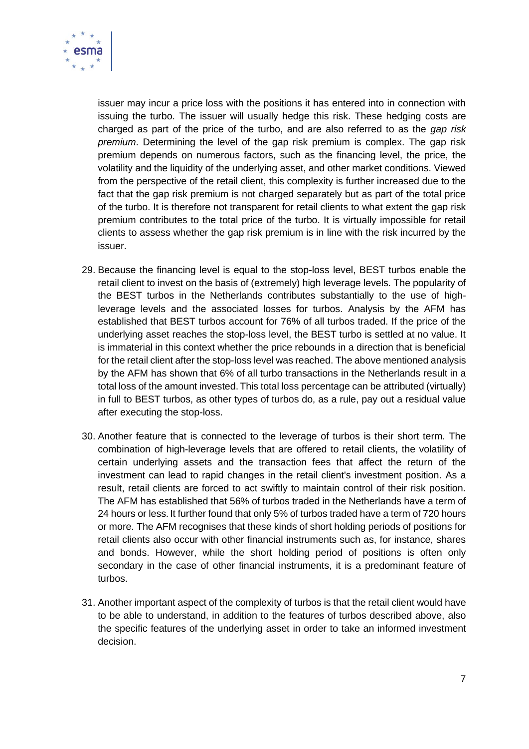issuer may incur a price loss with the positions it has entered into in connection with issuing the turbo. The issuer will usually hedge this risk. These hedging costs are charged as part of the price of the turbo, and are also referred to as the *gap risk premium*. Determining the level of the gap risk premium is complex. The gap risk premium depends on numerous factors, such as the financing level, the price, the volatility and the liquidity of the underlying asset, and other market conditions. Viewed from the perspective of the retail client, this complexity is further increased due to the fact that the gap risk premium is not charged separately but as part of the total price of the turbo. It is therefore not transparent for retail clients to what extent the gap risk premium contributes to the total price of the turbo. It is virtually impossible for retail clients to assess whether the gap risk premium is in line with the risk incurred by the issuer.

29. Because the financing level is equal to the stop-loss level, BEST turbos enable the retail client to invest on the basis of (extremely) high leverage levels. The popularity of the BEST turbos in the Netherlands contributes substantially to the use of high-leverage levels and the associated losses for turbos. Analysis by the AFM has established that BEST turbos account for 76% of all turbos traded. If the price of the underlying asset reaches the stop-loss level, the BEST turbo is settled at no value. It is immaterial in this context whether the price rebounds in a direction that is beneficial for the retail client after the stop-loss level was reached. The above mentioned analysis by the AFM has shown that 6% of all turbo transactions in the Netherlands result in a total loss of the amount invested. This total loss percentage can be attributed (virtually) in full to BEST turbos, as other types of turbos do, as a rule, pay out a residual value after executing the stop-loss.

30. Another feature that is connected to the leverage of turbos is their short term. The combination of high-leverage levels that are offered to retail clients, the volatility of certain underlying assets and the transaction fees that affect the return of the investment can lead to rapid changes in the retail client's investment position. As a result, retail clients are forced to act swiftly to maintain control of their risk position. The AFM has established that 56% of turbos traded in the Netherlands have a term of 24 hours or less. It further found that only 5% of turbos traded have a term of 720 hours or more. The AFM recognises that these kinds of short holding periods of positions for retail clients also occur with other financial instruments such as, for instance, shares and bonds. However, while the short holding period of positions is often only secondary in the case of other financial instruments, it is a predominant feature of turbos.

31. Another important aspect of the complexity of turbos is that the retail client would have to be able to understand, in addition to the features of turbos described above, also the specific features of the underlying asset in order to take an informed investment decision.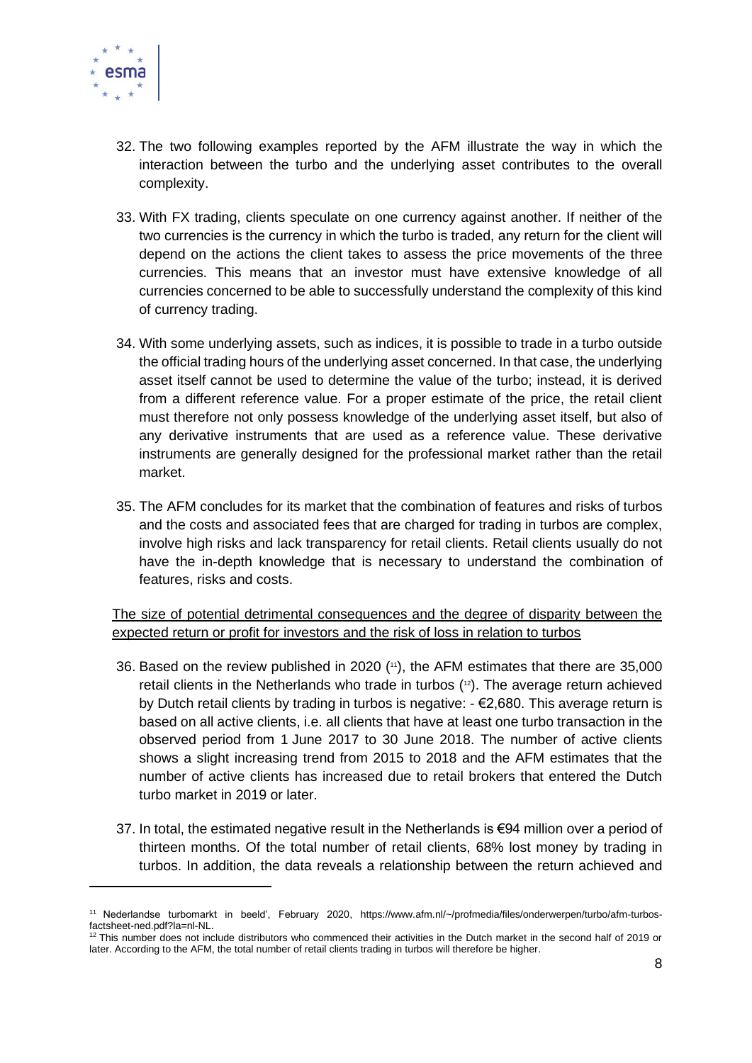32. The two following examples reported by the AFM illustrate the way in which the interaction between the turbo and the underlying asset contributes to the overall complexity.

33. With FX trading, clients speculate on one currency against another. If neither of the two currencies is the currency in which the turbo is traded, any return for the client will depend on the actions the client takes to assess the price movements of the three currencies. This means that an investor must have extensive knowledge of all currencies concerned to be able to successfully understand the complexity of this kind of currency trading.

34. With some underlying assets, such as indices, it is possible to trade in a turbo outside the official trading hours of the underlying asset concerned. In that case, the underlying asset itself cannot be used to determine the value of the turbo; instead, it is derived from a different reference value. For a proper estimate of the price, the retail client must therefore not only possess knowledge of the underlying asset itself, but also of any derivative instruments that are used as a reference value. These derivative instruments are generally designed for the professional market rather than the retail market.

35. The AFM concludes for its market that the combination of features and risks of turbos and the costs and associated fees that are charged for trading in turbos are complex, involve high risks and lack transparency for retail clients. Retail clients usually do not have the in-depth knowledge that is necessary to understand the combination of features, risks and costs.

<u>The size of potential detrimental consequences and the degree of disparity between the expected return or profit for investors and the risk of loss in relation to turbos</u>

36. Based on the review published in 2020 ([11]), the AFM estimates that there are 35,000 retail clients in the Netherlands who trade in turbos ([12]). The average return achieved by Dutch retail clients by trading in turbos is negative: - €2,680. This average return is based on all active clients, i.e. all clients that have at least one turbo transaction in the observed period from 1 June 2017 to 30 June 2018. The number of active clients shows a slight increasing trend from 2015 to 2018 and the AFM estimates that the number of active clients has increased due to retail brokers that entered the Dutch turbo market in 2019 or later.

37. In total, the estimated negative result in the Netherlands is €94 million over a period of thirteen months. Of the total number of retail clients, 68% lost money by trading in turbos. In addition, the data reveals a relationship between the return achieved and

---

[11] Nederlandse turbomarkt in beeld', February 2020, https://www.afm.nl/~/profmedia/files/onderwerpen/turbo/afm-turbos-factsheet-ned.pdf?la=nl-NL.

[12] This number does not include distributors who commenced their activities in the Dutch market in the second half of 2019 or later. According to the AFM, the total number of retail clients trading in turbos will therefore be higher.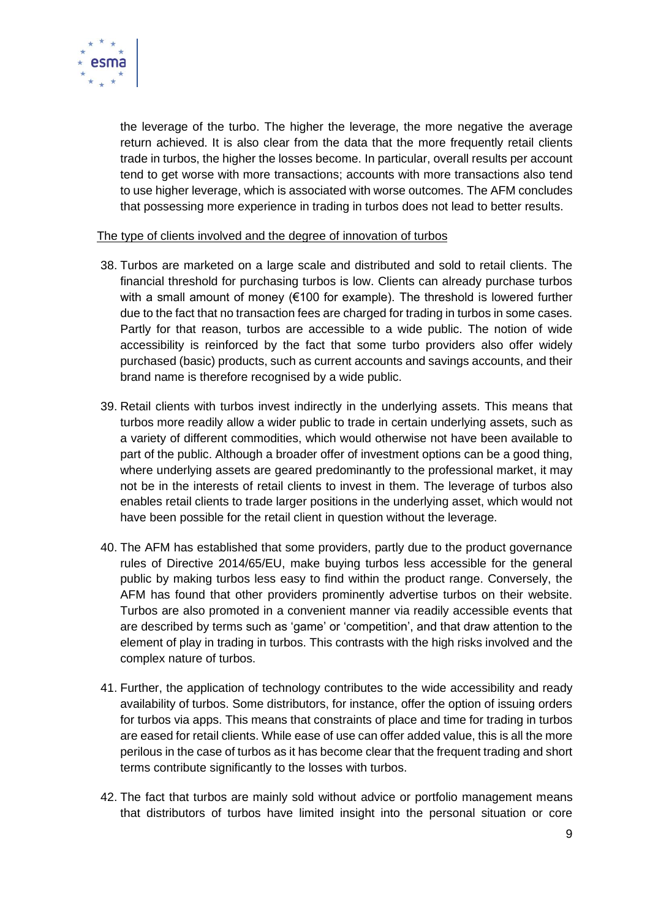the leverage of the turbo. The higher the leverage, the more negative the average return achieved. It is also clear from the data that the more frequently retail clients trade in turbos, the higher the losses become. In particular, overall results per account tend to get worse with more transactions; accounts with more transactions also tend to use higher leverage, which is associated with worse outcomes. The AFM concludes that possessing more experience in trading in turbos does not lead to better results.

The type of clients involved and the degree of innovation of turbos

38. Turbos are marketed on a large scale and distributed and sold to retail clients. The financial threshold for purchasing turbos is low. Clients can already purchase turbos with a small amount of money (€100 for example). The threshold is lowered further due to the fact that no transaction fees are charged for trading in turbos in some cases. Partly for that reason, turbos are accessible to a wide public. The notion of wide accessibility is reinforced by the fact that some turbo providers also offer widely purchased (basic) products, such as current accounts and savings accounts, and their brand name is therefore recognised by a wide public.

39. Retail clients with turbos invest indirectly in the underlying assets. This means that turbos more readily allow a wider public to trade in certain underlying assets, such as a variety of different commodities, which would otherwise not have been available to part of the public. Although a broader offer of investment options can be a good thing, where underlying assets are geared predominantly to the professional market, it may not be in the interests of retail clients to invest in them. The leverage of turbos also enables retail clients to trade larger positions in the underlying asset, which would not have been possible for the retail client in question without the leverage.

40. The AFM has established that some providers, partly due to the product governance rules of Directive 2014/65/EU, make buying turbos less accessible for the general public by making turbos less easy to find within the product range. Conversely, the AFM has found that other providers prominently advertise turbos on their website. Turbos are also promoted in a convenient manner via readily accessible events that are described by terms such as 'game' or 'competition', and that draw attention to the element of play in trading in turbos. This contrasts with the high risks involved and the complex nature of turbos.

41. Further, the application of technology contributes to the wide accessibility and ready availability of turbos. Some distributors, for instance, offer the option of issuing orders for turbos via apps. This means that constraints of place and time for trading in turbos are eased for retail clients. While ease of use can offer added value, this is all the more perilous in the case of turbos as it has become clear that the frequent trading and short terms contribute significantly to the losses with turbos.

42. The fact that turbos are mainly sold without advice or portfolio management means that distributors of turbos have limited insight into the personal situation or core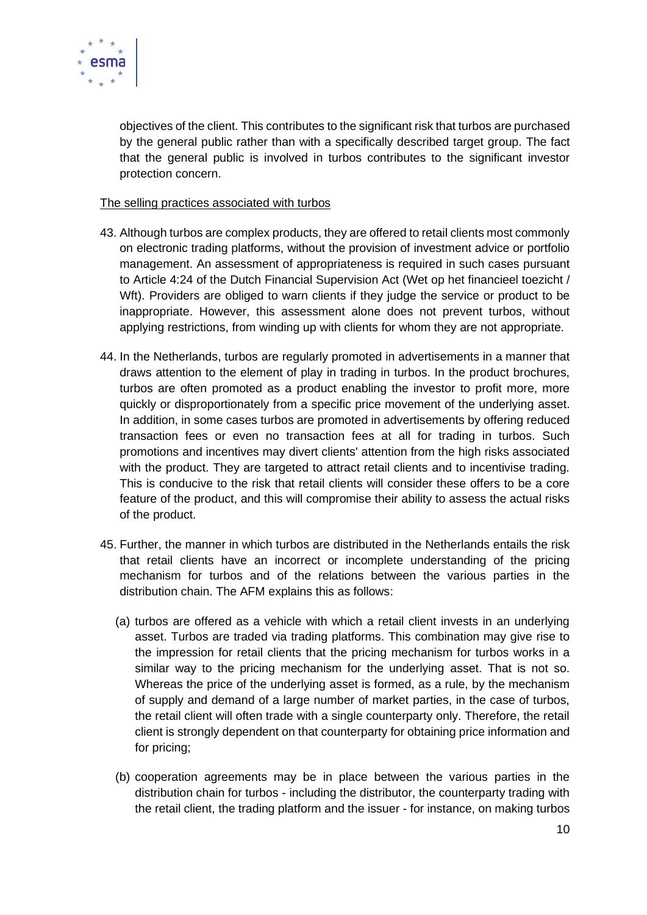objectives of the client. This contributes to the significant risk that turbos are purchased by the general public rather than with a specifically described target group. The fact that the general public is involved in turbos contributes to the significant investor protection concern.

<u>The selling practices associated with turbos</u>

43. Although turbos are complex products, they are offered to retail clients most commonly on electronic trading platforms, without the provision of investment advice or portfolio management. An assessment of appropriateness is required in such cases pursuant to Article 4:24 of the Dutch Financial Supervision Act (Wet op het financieel toezicht / Wft). Providers are obliged to warn clients if they judge the service or product to be inappropriate. However, this assessment alone does not prevent turbos, without applying restrictions, from winding up with clients for whom they are not appropriate.

44. In the Netherlands, turbos are regularly promoted in advertisements in a manner that draws attention to the element of play in trading in turbos. In the product brochures, turbos are often promoted as a product enabling the investor to profit more, more quickly or disproportionately from a specific price movement of the underlying asset. In addition, in some cases turbos are promoted in advertisements by offering reduced transaction fees or even no transaction fees at all for trading in turbos. Such promotions and incentives may divert clients' attention from the high risks associated with the product. They are targeted to attract retail clients and to incentivise trading. This is conducive to the risk that retail clients will consider these offers to be a core feature of the product, and this will compromise their ability to assess the actual risks of the product.

45. Further, the manner in which turbos are distributed in the Netherlands entails the risk that retail clients have an incorrect or incomplete understanding of the pricing mechanism for turbos and of the relations between the various parties in the distribution chain. The AFM explains this as follows:

   (a) turbos are offered as a vehicle with which a retail client invests in an underlying asset. Turbos are traded via trading platforms. This combination may give rise to the impression for retail clients that the pricing mechanism for turbos works in a similar way to the pricing mechanism for the underlying asset. That is not so. Whereas the price of the underlying asset is formed, as a rule, by the mechanism of supply and demand of a large number of market parties, in the case of turbos, the retail client will often trade with a single counterparty only. Therefore, the retail client is strongly dependent on that counterparty for obtaining price information and for pricing;

   (b) cooperation agreements may be in place between the various parties in the distribution chain for turbos - including the distributor, the counterparty trading with the retail client, the trading platform and the issuer - for instance, on making turbos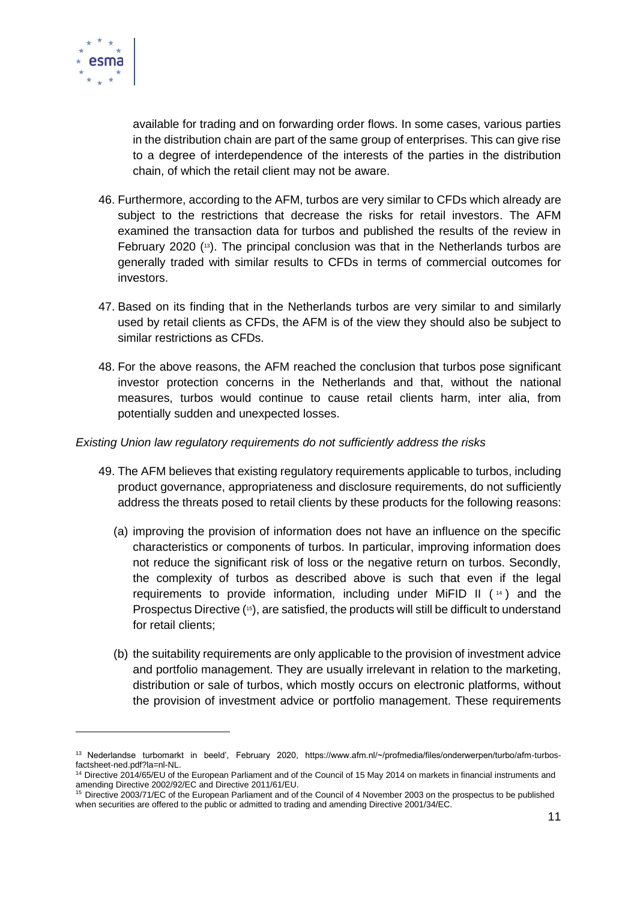available for trading and on forwarding order flows. In some cases, various parties in the distribution chain are part of the same group of enterprises. This can give rise to a degree of interdependence of the interests of the parties in the distribution chain, of which the retail client may not be aware.

46. Furthermore, according to the AFM, turbos are very similar to CFDs which already are subject to the restrictions that decrease the risks for retail investors. The AFM examined the transaction data for turbos and published the results of the review in February 2020 ([13]). The principal conclusion was that in the Netherlands turbos are generally traded with similar results to CFDs in terms of commercial outcomes for investors.

47. Based on its finding that in the Netherlands turbos are very similar to and similarly used by retail clients as CFDs, the AFM is of the view they should also be subject to similar restrictions as CFDs.

48. For the above reasons, the AFM reached the conclusion that turbos pose significant investor protection concerns in the Netherlands and that, without the national measures, turbos would continue to cause retail clients harm, inter alia, from potentially sudden and unexpected losses.

*Existing Union law regulatory requirements do not sufficiently address the risks*

49. The AFM believes that existing regulatory requirements applicable to turbos, including product governance, appropriateness and disclosure requirements, do not sufficiently address the threats posed to retail clients by these products for the following reasons:

    (a) improving the provision of information does not have an influence on the specific characteristics or components of turbos. In particular, improving information does not reduce the significant risk of loss or the negative return on turbos. Secondly, the complexity of turbos as described above is such that even if the legal requirements to provide information, including under MiFID II ([14]) and the Prospectus Directive ([15]), are satisfied, the products will still be difficult to understand for retail clients;

    (b) the suitability requirements are only applicable to the provision of investment advice and portfolio management. They are usually irrelevant in relation to the marketing, distribution or sale of turbos, which mostly occurs on electronic platforms, without the provision of investment advice or portfolio management. These requirements

---

[13] Nederlandse turbomarkt in beeld', February 2020, https://www.afm.nl/~/profmedia/files/onderwerpen/turbo/afm-turbos-factsheet-ned.pdf?la=nl-NL.

[14] Directive 2014/65/EU of the European Parliament and of the Council of 15 May 2014 on markets in financial instruments and amending Directive 2002/92/EC and Directive 2011/61/EU.

[15] Directive 2003/71/EC of the European Parliament and of the Council of 4 November 2003 on the prospectus to be published when securities are offered to the public or admitted to trading and amending Directive 2001/34/EC.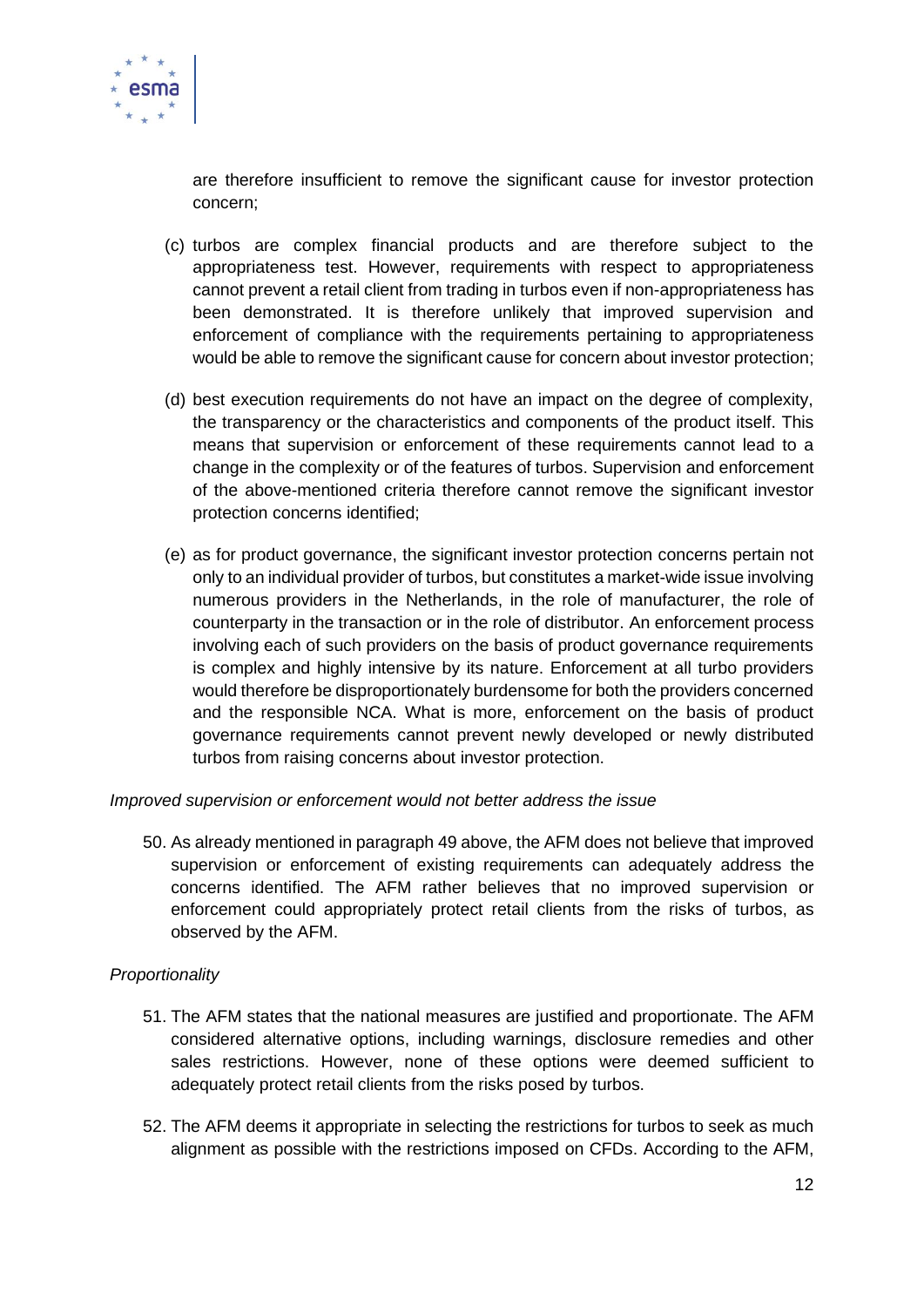are therefore insufficient to remove the significant cause for investor protection concern;

(c) turbos are complex financial products and are therefore subject to the appropriateness test. However, requirements with respect to appropriateness cannot prevent a retail client from trading in turbos even if non-appropriateness has been demonstrated. It is therefore unlikely that improved supervision and enforcement of compliance with the requirements pertaining to appropriateness would be able to remove the significant cause for concern about investor protection;

(d) best execution requirements do not have an impact on the degree of complexity, the transparency or the characteristics and components of the product itself. This means that supervision or enforcement of these requirements cannot lead to a change in the complexity or of the features of turbos. Supervision and enforcement of the above-mentioned criteria therefore cannot remove the significant investor protection concerns identified;

(e) as for product governance, the significant investor protection concerns pertain not only to an individual provider of turbos, but constitutes a market-wide issue involving numerous providers in the Netherlands, in the role of manufacturer, the role of counterparty in the transaction or in the role of distributor. An enforcement process involving each of such providers on the basis of product governance requirements is complex and highly intensive by its nature. Enforcement at all turbo providers would therefore be disproportionately burdensome for both the providers concerned and the responsible NCA. What is more, enforcement on the basis of product governance requirements cannot prevent newly developed or newly distributed turbos from raising concerns about investor protection.

*Improved supervision or enforcement would not better address the issue*

50. As already mentioned in paragraph 49 above, the AFM does not believe that improved supervision or enforcement of existing requirements can adequately address the concerns identified. The AFM rather believes that no improved supervision or enforcement could appropriately protect retail clients from the risks of turbos, as observed by the AFM.

*Proportionality*

51. The AFM states that the national measures are justified and proportionate. The AFM considered alternative options, including warnings, disclosure remedies and other sales restrictions. However, none of these options were deemed sufficient to adequately protect retail clients from the risks posed by turbos.

52. The AFM deems it appropriate in selecting the restrictions for turbos to seek as much alignment as possible with the restrictions imposed on CFDs. According to the AFM,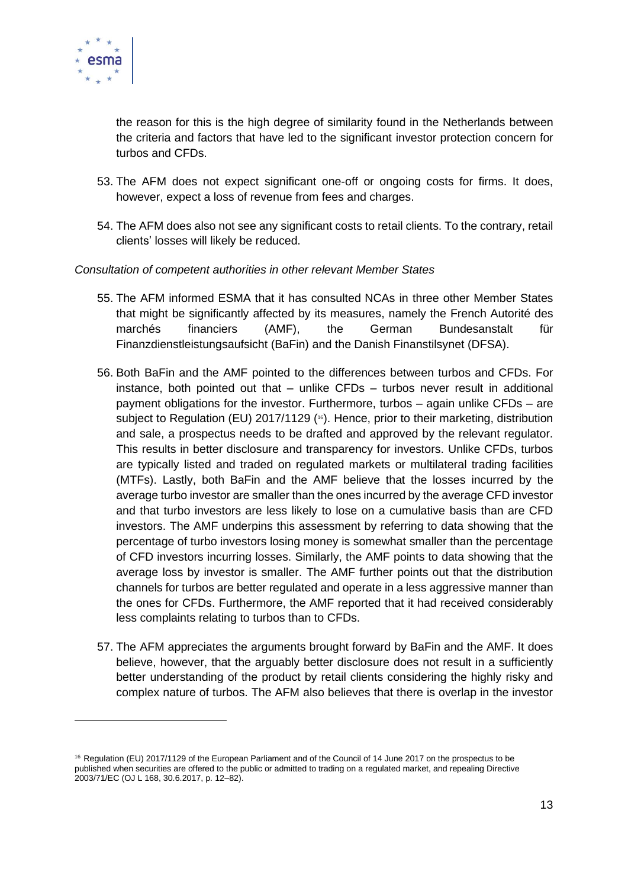the reason for this is the high degree of similarity found in the Netherlands between the criteria and factors that have led to the significant investor protection concern for turbos and CFDs.

53. The AFM does not expect significant one-off or ongoing costs for firms. It does, however, expect a loss of revenue from fees and charges.

54. The AFM does also not see any significant costs to retail clients. To the contrary, retail clients' losses will likely be reduced.

*Consultation of competent authorities in other relevant Member States*

55. The AFM informed ESMA that it has consulted NCAs in three other Member States that might be significantly affected by its measures, namely the French Autorité des marchés financiers (AMF), the German Bundesanstalt für Finanzdienstleistungsaufsicht (BaFin) and the Danish Finanstilsynet (DFSA).

56. Both BaFin and the AMF pointed to the differences between turbos and CFDs. For instance, both pointed out that – unlike CFDs – turbos never result in additional payment obligations for the investor. Furthermore, turbos – again unlike CFDs – are subject to Regulation (EU) 2017/1129 ([16]). Hence, prior to their marketing, distribution and sale, a prospectus needs to be drafted and approved by the relevant regulator. This results in better disclosure and transparency for investors. Unlike CFDs, turbos are typically listed and traded on regulated markets or multilateral trading facilities (MTFs). Lastly, both BaFin and the AMF believe that the losses incurred by the average turbo investor are smaller than the ones incurred by the average CFD investor and that turbo investors are less likely to lose on a cumulative basis than are CFD investors. The AMF underpins this assessment by referring to data showing that the percentage of turbo investors losing money is somewhat smaller than the percentage of CFD investors incurring losses. Similarly, the AMF points to data showing that the average loss by investor is smaller. The AMF further points out that the distribution channels for turbos are better regulated and operate in a less aggressive manner than the ones for CFDs. Furthermore, the AMF reported that it had received considerably less complaints relating to turbos than to CFDs.

57. The AFM appreciates the arguments brought forward by BaFin and the AMF. It does believe, however, that the arguably better disclosure does not result in a sufficiently better understanding of the product by retail clients considering the highly risky and complex nature of turbos. The AFM also believes that there is overlap in the investor

[16] Regulation (EU) 2017/1129 of the European Parliament and of the Council of 14 June 2017 on the prospectus to be published when securities are offered to the public or admitted to trading on a regulated market, and repealing Directive 2003/71/EC (OJ L 168, 30.6.2017, p. 12–82).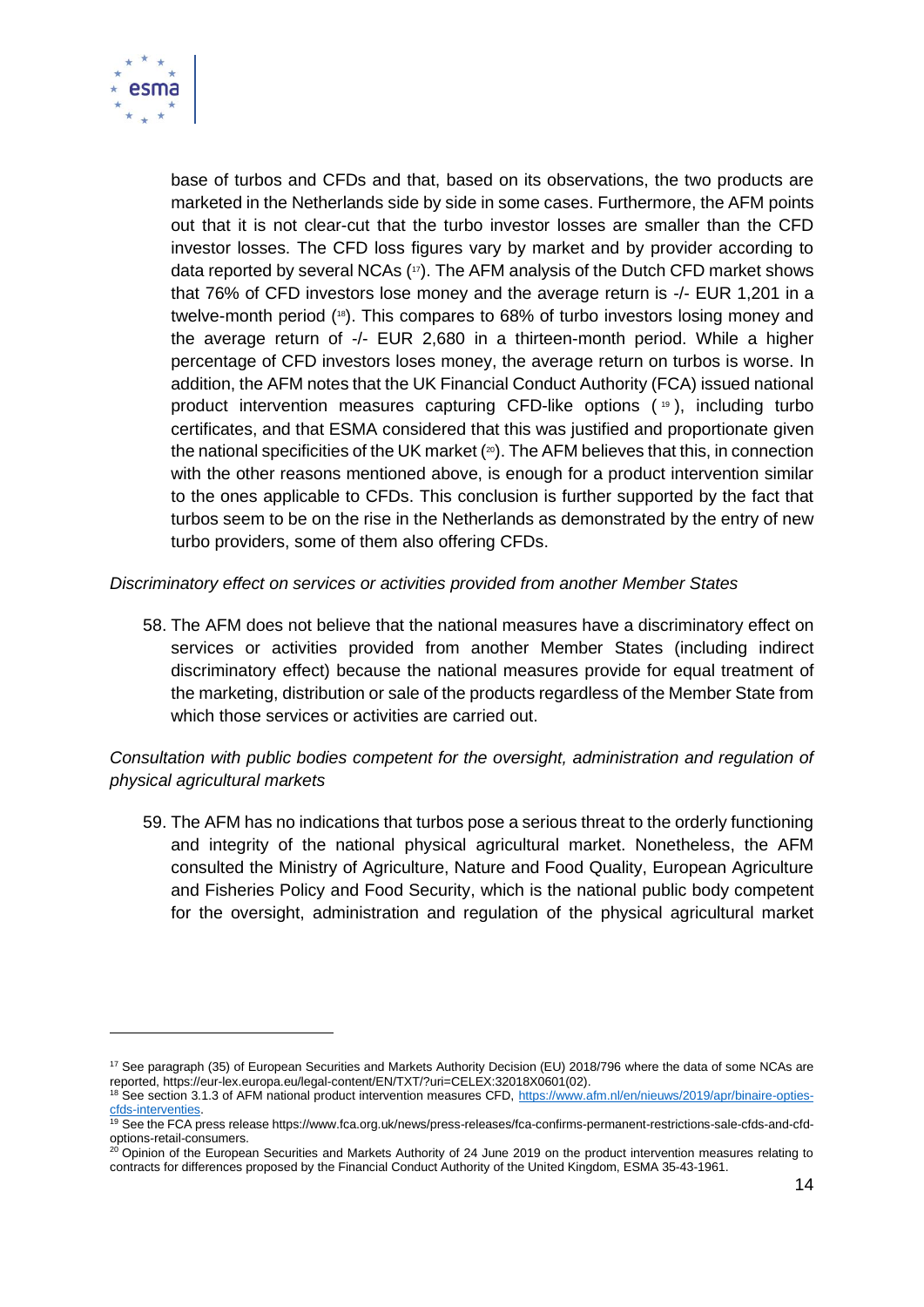base of turbos and CFDs and that, based on its observations, the two products are marketed in the Netherlands side by side in some cases. Furthermore, the AFM points out that it is not clear-cut that the turbo investor losses are smaller than the CFD investor losses. The CFD loss figures vary by market and by provider according to data reported by several NCAs ([17]). The AFM analysis of the Dutch CFD market shows that 76% of CFD investors lose money and the average return is -/- EUR 1,201 in a twelve-month period ([18]). This compares to 68% of turbo investors losing money and the average return of -/- EUR 2,680 in a thirteen-month period. While a higher percentage of CFD investors loses money, the average return on turbos is worse. In addition, the AFM notes that the UK Financial Conduct Authority (FCA) issued national product intervention measures capturing CFD-like options ([19]), including turbo certificates, and that ESMA considered that this was justified and proportionate given the national specificities of the UK market ([20]). The AFM believes that this, in connection with the other reasons mentioned above, is enough for a product intervention similar to the ones applicable to CFDs. This conclusion is further supported by the fact that turbos seem to be on the rise in the Netherlands as demonstrated by the entry of new turbo providers, some of them also offering CFDs.

*Discriminatory effect on services or activities provided from another Member States*

58. The AFM does not believe that the national measures have a discriminatory effect on services or activities provided from another Member States (including indirect discriminatory effect) because the national measures provide for equal treatment of the marketing, distribution or sale of the products regardless of the Member State from which those services or activities are carried out.

*Consultation with public bodies competent for the oversight, administration and regulation of physical agricultural markets*

59. The AFM has no indications that turbos pose a serious threat to the orderly functioning and integrity of the national physical agricultural market. Nonetheless, the AFM consulted the Ministry of Agriculture, Nature and Food Quality, European Agriculture and Fisheries Policy and Food Security, which is the national public body competent for the oversight, administration and regulation of the physical agricultural market

---

[17] See paragraph (35) of European Securities and Markets Authority Decision (EU) 2018/796 where the data of some NCAs are reported, https://eur-lex.europa.eu/legal-content/EN/TXT/?uri=CELEX:32018X0601(02).

[18] See section 3.1.3 of AFM national product intervention measures CFD, https://www.afm.nl/en/nieuws/2019/apr/binaire-opties-cfds-interventies.

[19] See the FCA press release https://www.fca.org.uk/news/press-releases/fca-confirms-permanent-restrictions-sale-cfds-and-cfd-options-retail-consumers.

[20] Opinion of the European Securities and Markets Authority of 24 June 2019 on the product intervention measures relating to contracts for differences proposed by the Financial Conduct Authority of the United Kingdom, ESMA 35-43-1961.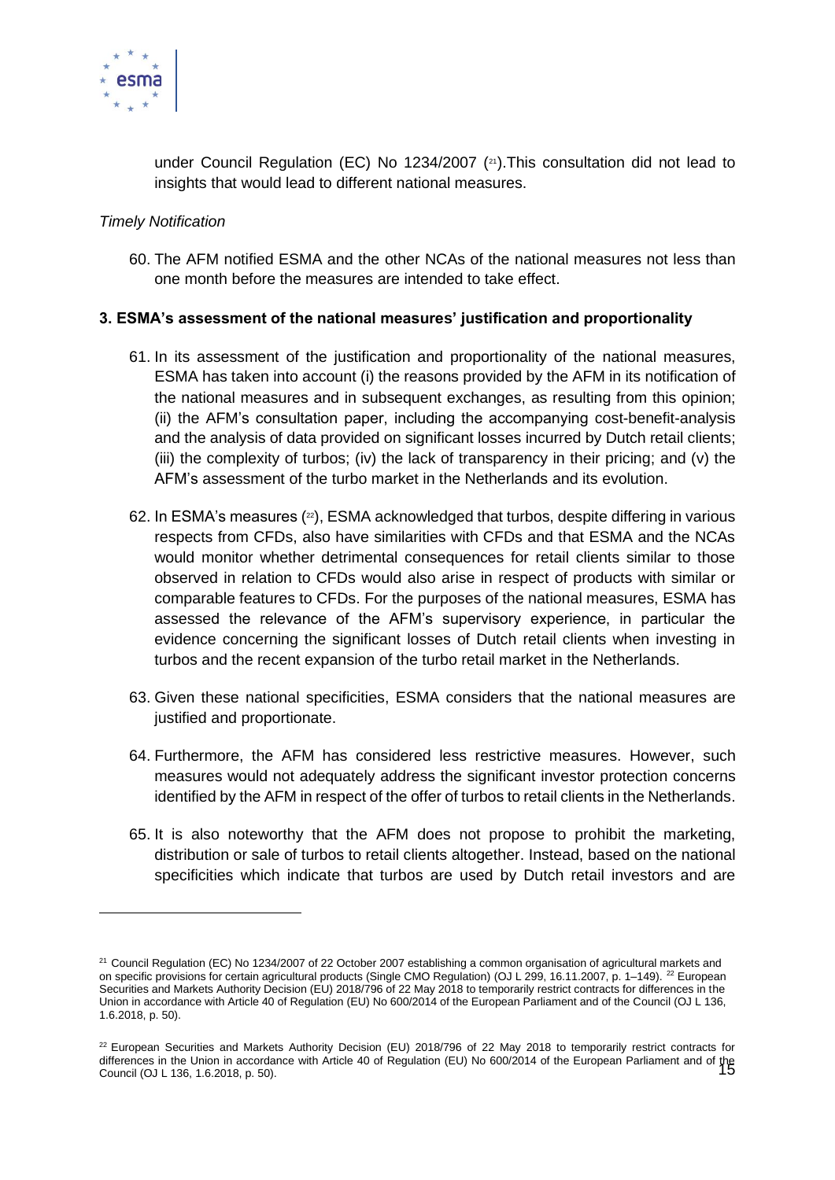under Council Regulation (EC) No 1234/2007 [21].This consultation did not lead to insights that would lead to different national measures.

*Timely Notification*

60. The AFM notified ESMA and the other NCAs of the national measures not less than one month before the measures are intended to take effect.

### 3. ESMA's assessment of the national measures' justification and proportionality

61. In its assessment of the justification and proportionality of the national measures, ESMA has taken into account (i) the reasons provided by the AFM in its notification of the national measures and in subsequent exchanges, as resulting from this opinion; (ii) the AFM's consultation paper, including the accompanying cost-benefit-analysis and the analysis of data provided on significant losses incurred by Dutch retail clients; (iii) the complexity of turbos; (iv) the lack of transparency in their pricing; and (v) the AFM's assessment of the turbo market in the Netherlands and its evolution.

62. In ESMA's measures [22], ESMA acknowledged that turbos, despite differing in various respects from CFDs, also have similarities with CFDs and that ESMA and the NCAs would monitor whether detrimental consequences for retail clients similar to those observed in relation to CFDs would also arise in respect of products with similar or comparable features to CFDs. For the purposes of the national measures, ESMA has assessed the relevance of the AFM's supervisory experience, in particular the evidence concerning the significant losses of Dutch retail clients when investing in turbos and the recent expansion of the turbo retail market in the Netherlands.

63. Given these national specificities, ESMA considers that the national measures are justified and proportionate.

64. Furthermore, the AFM has considered less restrictive measures. However, such measures would not adequately address the significant investor protection concerns identified by the AFM in respect of the offer of turbos to retail clients in the Netherlands.

65. It is also noteworthy that the AFM does not propose to prohibit the marketing, distribution or sale of turbos to retail clients altogether. Instead, based on the national specificities which indicate that turbos are used by Dutch retail investors and are

---

[21] Council Regulation (EC) No 1234/2007 of 22 October 2007 establishing a common organisation of agricultural markets and on specific provisions for certain agricultural products (Single CMO Regulation) (OJ L 299, 16.11.2007, p. 1–149). [22] European Securities and Markets Authority Decision (EU) 2018/796 of 22 May 2018 to temporarily restrict contracts for differences in the Union in accordance with Article 40 of Regulation (EU) No 600/2014 of the European Parliament and of the Council (OJ L 136, 1.6.2018, p. 50).

[22] European Securities and Markets Authority Decision (EU) 2018/796 of 22 May 2018 to temporarily restrict contracts for differences in the Union in accordance with Article 40 of Regulation (EU) No 600/2014 of the European Parliament and of the Council (OJ L 136, 1.6.2018, p. 50).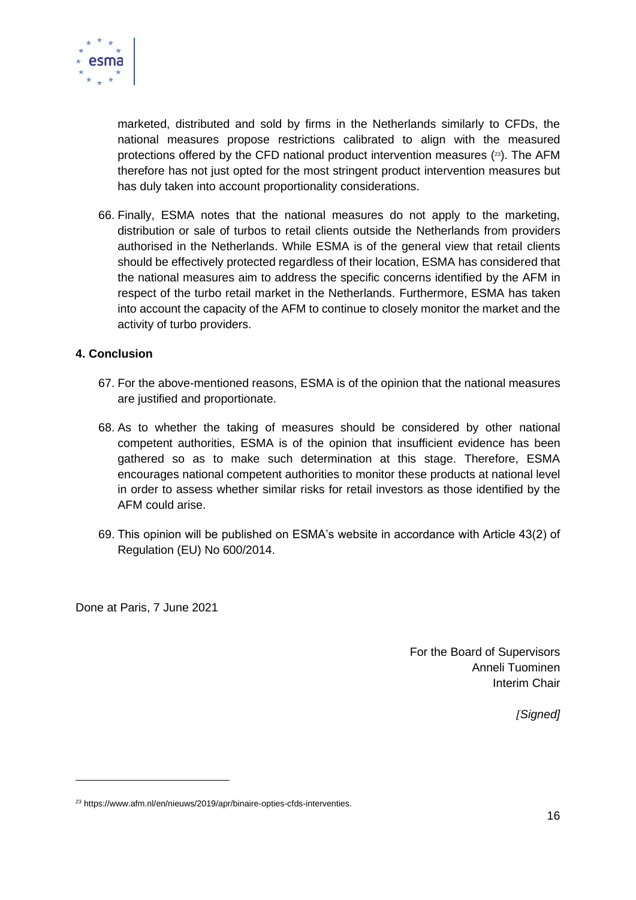marketed, distributed and sold by firms in the Netherlands similarly to CFDs, the national measures propose restrictions calibrated to align with the measured protections offered by the CFD national product intervention measures ([23]). The AFM therefore has not just opted for the most stringent product intervention measures but has duly taken into account proportionality considerations.

66. Finally, ESMA notes that the national measures do not apply to the marketing, distribution or sale of turbos to retail clients outside the Netherlands from providers authorised in the Netherlands. While ESMA is of the general view that retail clients should be effectively protected regardless of their location, ESMA has considered that the national measures aim to address the specific concerns identified by the AFM in respect of the turbo retail market in the Netherlands. Furthermore, ESMA has taken into account the capacity of the AFM to continue to closely monitor the market and the activity of turbo providers.

## 4. Conclusion

67. For the above-mentioned reasons, ESMA is of the opinion that the national measures are justified and proportionate.

68. As to whether the taking of measures should be considered by other national competent authorities, ESMA is of the opinion that insufficient evidence has been gathered so as to make such determination at this stage. Therefore, ESMA encourages national competent authorities to monitor these products at national level in order to assess whether similar risks for retail investors as those identified by the AFM could arise.

69. This opinion will be published on ESMA's website in accordance with Article 43(2) of Regulation (EU) No 600/2014.

Done at Paris, 7 June 2021

For the Board of Supervisors
Anneli Tuominen
Interim Chair

*[Signed]*

[23] https://www.afm.nl/en/nieuws/2019/apr/binaire-opties-cfds-interventies.